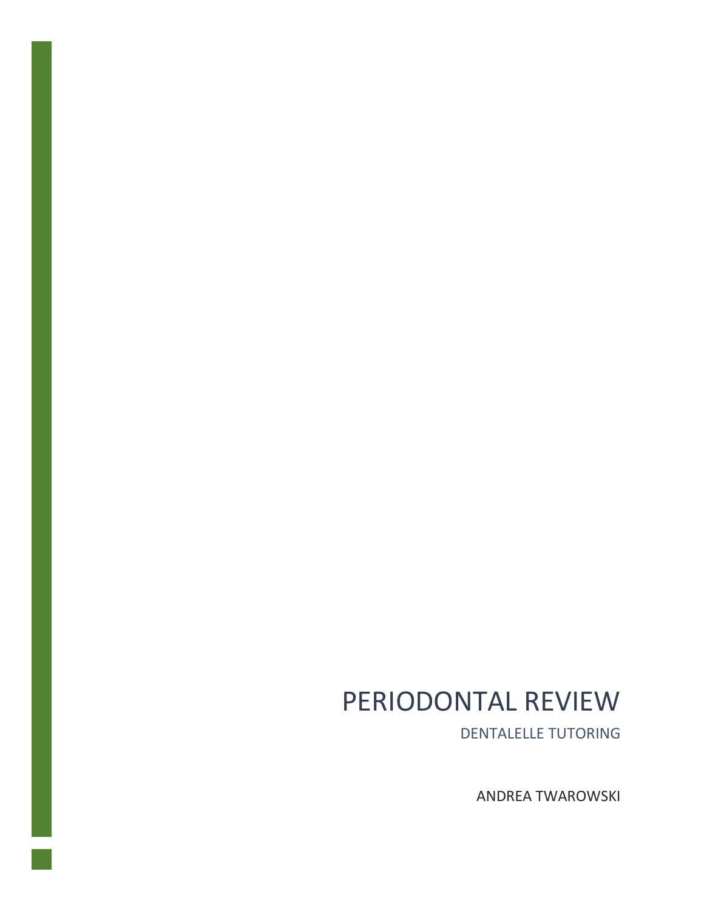# PERIODONTAL REVIEW

DENTALELLE TUTORING

ANDREA TWAROWSKI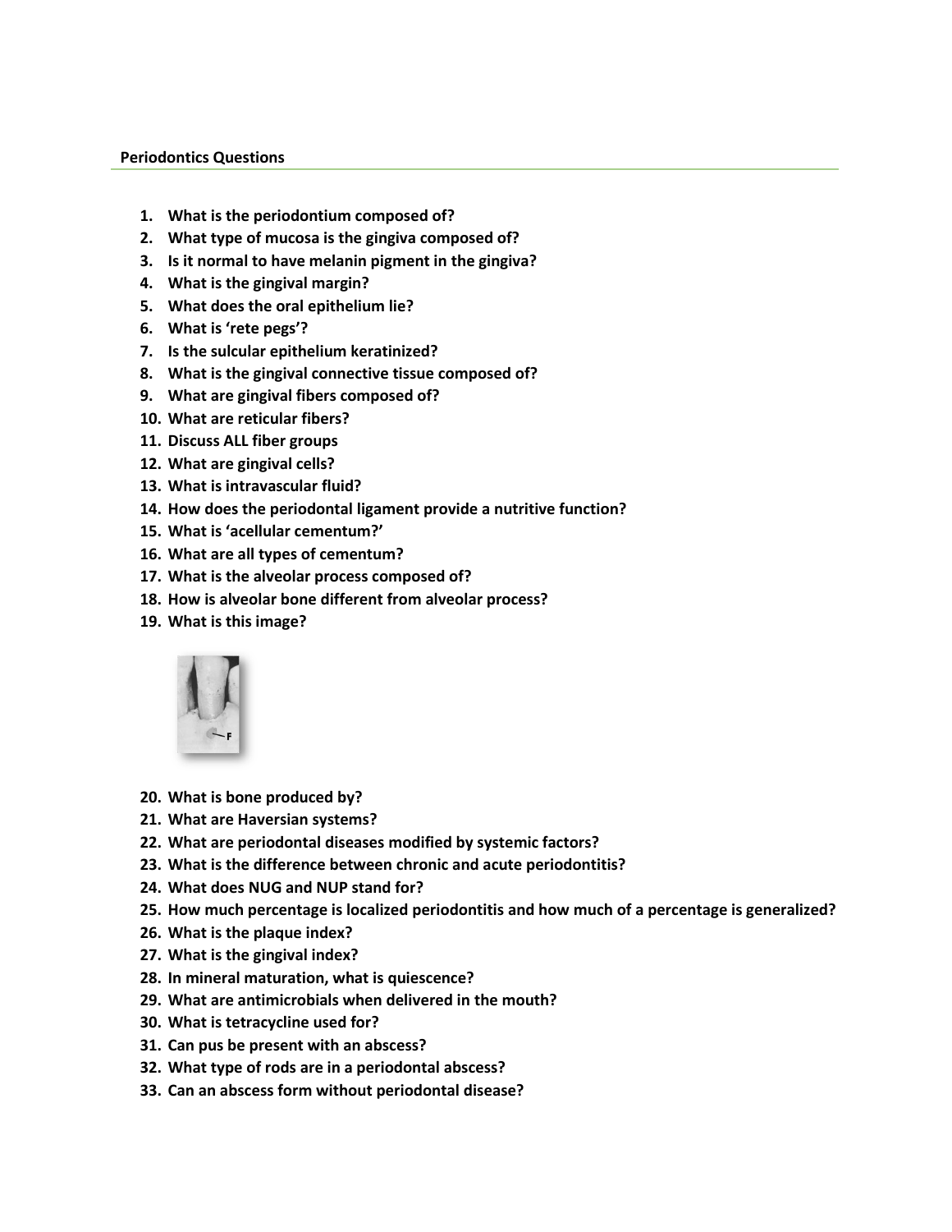**Periodontics Questions**

1. **What is the periodontium composed of?**
2. **What type of mucosa is the gingiva composed of?**
3. **Is it normal to have melanin pigment in the gingiva?**
4. **What is the gingival margin?**
5. **What does the oral epithelium lie?**
6. **What is 'rete pegs'?**
7. **Is the sulcular epithelium keratinized?**
8. **What is the gingival connective tissue composed of?**
9. **What are gingival fibers composed of?**
10. **What are reticular fibers?**
11. **Discuss ALL fiber groups**
12. **What are gingival cells?**
13. **What is intravascular fluid?**
14. **How does the periodontal ligament provide a nutritive function?**
15. **What is 'acellular cementum?'**
16. **What are all types of cementum?**
17. **What is the alveolar process composed of?**
18. **How is alveolar bone different from alveolar process?**
19. **What is this image?**
20. **What is bone produced by?**
21. **What are Haversian systems?**
22. **What are periodontal diseases modified by systemic factors?**
23. **What is the difference between chronic and acute periodontitis?**
24. **What does NUG and NUP stand for?**
25. **How much percentage is localized periodontitis and how much of a percentage is generalized?**
26. **What is the plaque index?**
27. **What is the gingival index?**
28. **In mineral maturation, what is quiescence?**
29. **What are antimicrobials when delivered in the mouth?**
30. **What is tetracycline used for?**
31. **Can pus be present with an abscess?**
32. **What type of rods are in a periodontal abscess?**
33. **Can an abscess form without periodontal disease?**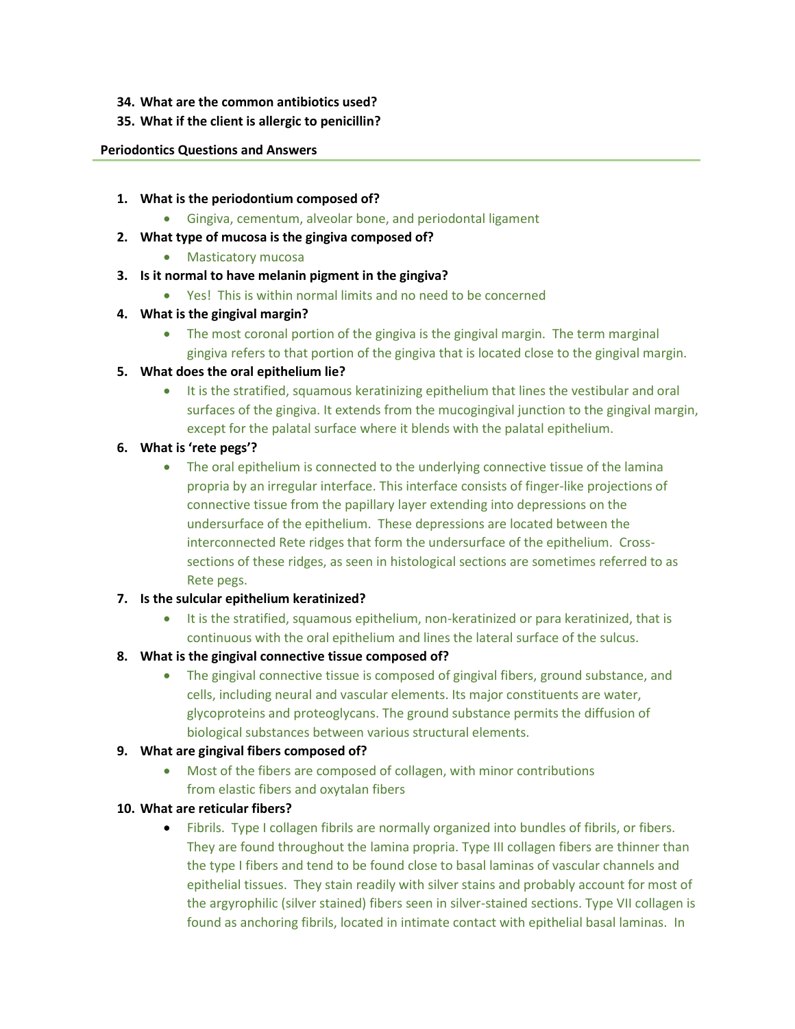34. **What are the common antibiotics used?**
35. **What if the client is allergic to penicillin?**

**Periodontics Questions and Answers**

1. **What is the periodontium composed of?**
   - Gingiva, cementum, alveolar bone, and periodontal ligament
2. **What type of mucosa is the gingiva composed of?**
   - Masticatory mucosa
3. **Is it normal to have melanin pigment in the gingiva?**
   - Yes! This is within normal limits and no need to be concerned
4. **What is the gingival margin?**
   - The most coronal portion of the gingiva is the gingival margin. The term marginal gingiva refers to that portion of the gingiva that is located close to the gingival margin.
5. **What does the oral epithelium lie?**
   - It is the stratified, squamous keratinizing epithelium that lines the vestibular and oral surfaces of the gingiva. It extends from the mucogingival junction to the gingival margin, except for the palatal surface where it blends with the palatal epithelium.
6. **What is 'rete pegs'?**
   - The oral epithelium is connected to the underlying connective tissue of the lamina propria by an irregular interface. This interface consists of finger-like projections of connective tissue from the papillary layer extending into depressions on the undersurface of the epithelium. These depressions are located between the interconnected Rete ridges that form the undersurface of the epithelium. Cross-sections of these ridges, as seen in histological sections are sometimes referred to as Rete pegs.
7. **Is the sulcular epithelium keratinized?**
   - It is the stratified, squamous epithelium, non-keratinized or para keratinized, that is continuous with the oral epithelium and lines the lateral surface of the sulcus.
8. **What is the gingival connective tissue composed of?**
   - The gingival connective tissue is composed of gingival fibers, ground substance, and cells, including neural and vascular elements. Its major constituents are water, glycoproteins and proteoglycans. The ground substance permits the diffusion of biological substances between various structural elements.
9. **What are gingival fibers composed of?**
   - Most of the fibers are composed of collagen, with minor contributions from elastic fibers and oxytalan fibers
10. **What are reticular fibers?**
    - Fibrils. Type I collagen fibrils are normally organized into bundles of fibrils, or fibers. They are found throughout the lamina propria. Type III collagen fibers are thinner than the type I fibers and tend to be found close to basal laminas of vascular channels and epithelial tissues. They stain readily with silver stains and probably account for most of the argyrophilic (silver stained) fibers seen in silver-stained sections. Type VII collagen is found as anchoring fibrils, located in intimate contact with epithelial basal laminas. In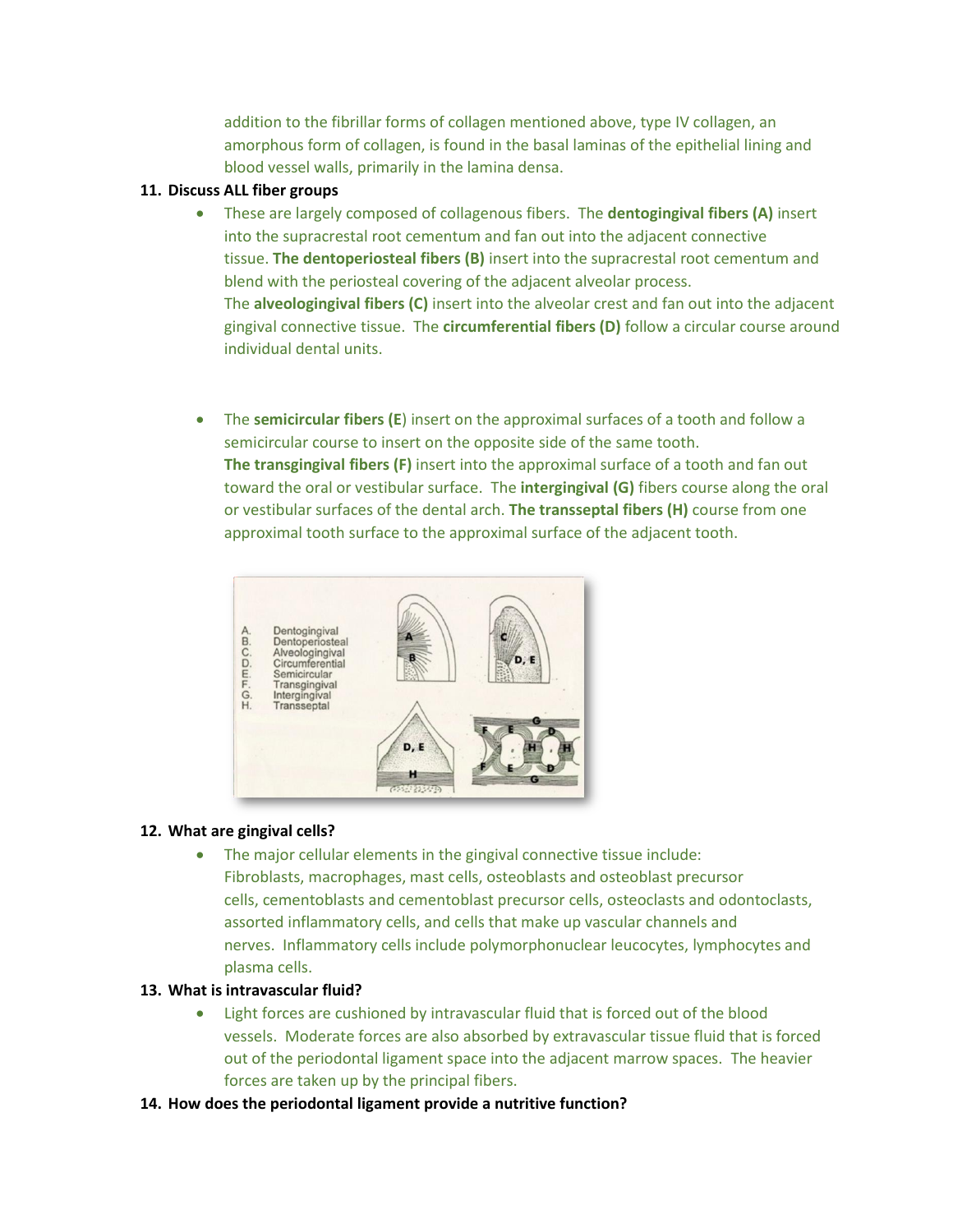addition to the fibrillar forms of collagen mentioned above, type IV collagen, an amorphous form of collagen, is found in the basal laminas of the epithelial lining and blood vessel walls, primarily in the lamina densa.

**11. Discuss ALL fiber groups**

- These are largely composed of collagenous fibers. The **dentogingival fibers (A)** insert into the supracrestal root cementum and fan out into the adjacent connective tissue. **The dentoperiosteal fibers (B)** insert into the supracrestal root cementum and blend with the periosteal covering of the adjacent alveolar process. The **alveologingival fibers (C)** insert into the alveolar crest and fan out into the adjacent gingival connective tissue. The **circumferential fibers (D)** follow a circular course around individual dental units.

- The **semicircular fibers (E**) insert on the approximal surfaces of a tooth and follow a semicircular course to insert on the opposite side of the same tooth. **The transgingival fibers (F)** insert into the approximal surface of a tooth and fan out toward the oral or vestibular surface. The **intergingival (G)** fibers course along the oral or vestibular surfaces of the dental arch. **The transseptal fibers (H)** course from one approximal tooth surface to the approximal surface of the adjacent tooth.

**12. What are gingival cells?**

- The major cellular elements in the gingival connective tissue include: Fibroblasts, macrophages, mast cells, osteoblasts and osteoblast precursor cells, cementoblasts and cementoblast precursor cells, osteoclasts and odontoclasts, assorted inflammatory cells, and cells that make up vascular channels and nerves. Inflammatory cells include polymorphonuclear leucocytes, lymphocytes and plasma cells.

**13. What is intravascular fluid?**

- Light forces are cushioned by intravascular fluid that is forced out of the blood vessels. Moderate forces are also absorbed by extravascular tissue fluid that is forced out of the periodontal ligament space into the adjacent marrow spaces. The heavier forces are taken up by the principal fibers.

**14. How does the periodontal ligament provide a nutritive function?**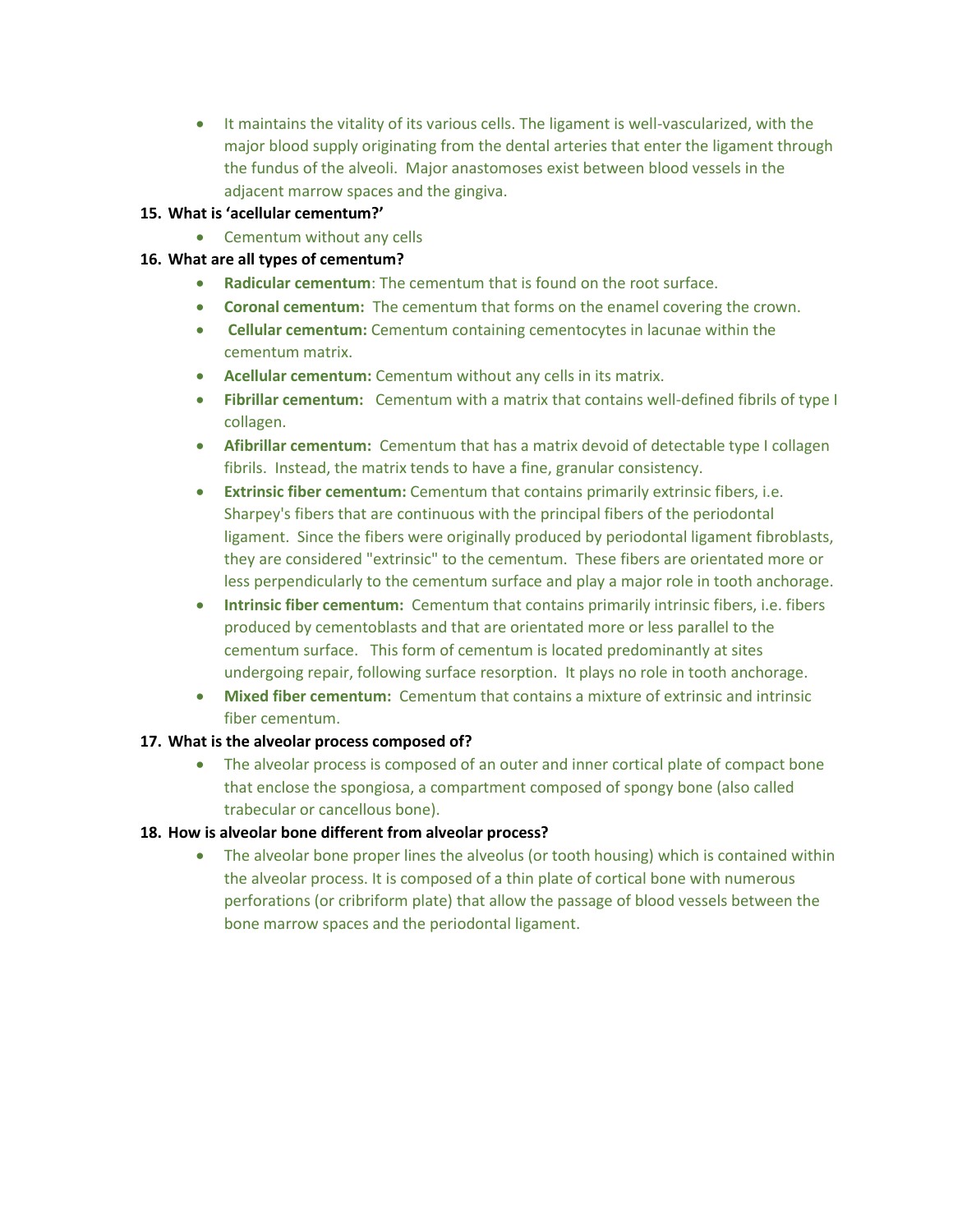- It maintains the vitality of its various cells. The ligament is well-vascularized, with the major blood supply originating from the dental arteries that enter the ligament through the fundus of the alveoli. Major anastomoses exist between blood vessels in the adjacent marrow spaces and the gingiva.

15. **What is 'acellular cementum?'**
    - Cementum without any cells
16. **What are all types of cementum?**
    - **Radicular cementum**: The cementum that is found on the root surface.
    - **Coronal cementum:** The cementum that forms on the enamel covering the crown.
    - **Cellular cementum:** Cementum containing cementocytes in lacunae within the cementum matrix.
    - **Acellular cementum:** Cementum without any cells in its matrix.
    - **Fibrillar cementum:** Cementum with a matrix that contains well-defined fibrils of type I collagen.
    - **Afibrillar cementum:** Cementum that has a matrix devoid of detectable type I collagen fibrils. Instead, the matrix tends to have a fine, granular consistency.
    - **Extrinsic fiber cementum:** Cementum that contains primarily extrinsic fibers, i.e. Sharpey's fibers that are continuous with the principal fibers of the periodontal ligament. Since the fibers were originally produced by periodontal ligament fibroblasts, they are considered "extrinsic" to the cementum. These fibers are orientated more or less perpendicularly to the cementum surface and play a major role in tooth anchorage.
    - **Intrinsic fiber cementum:** Cementum that contains primarily intrinsic fibers, i.e. fibers produced by cementoblasts and that are orientated more or less parallel to the cementum surface. This form of cementum is located predominantly at sites undergoing repair, following surface resorption. It plays no role in tooth anchorage.
    - **Mixed fiber cementum:** Cementum that contains a mixture of extrinsic and intrinsic fiber cementum.
17. **What is the alveolar process composed of?**
    - The alveolar process is composed of an outer and inner cortical plate of compact bone that enclose the spongiosa, a compartment composed of spongy bone (also called trabecular or cancellous bone).
18. **How is alveolar bone different from alveolar process?**
    - The alveolar bone proper lines the alveolus (or tooth housing) which is contained within the alveolar process. It is composed of a thin plate of cortical bone with numerous perforations (or cribriform plate) that allow the passage of blood vessels between the bone marrow spaces and the periodontal ligament.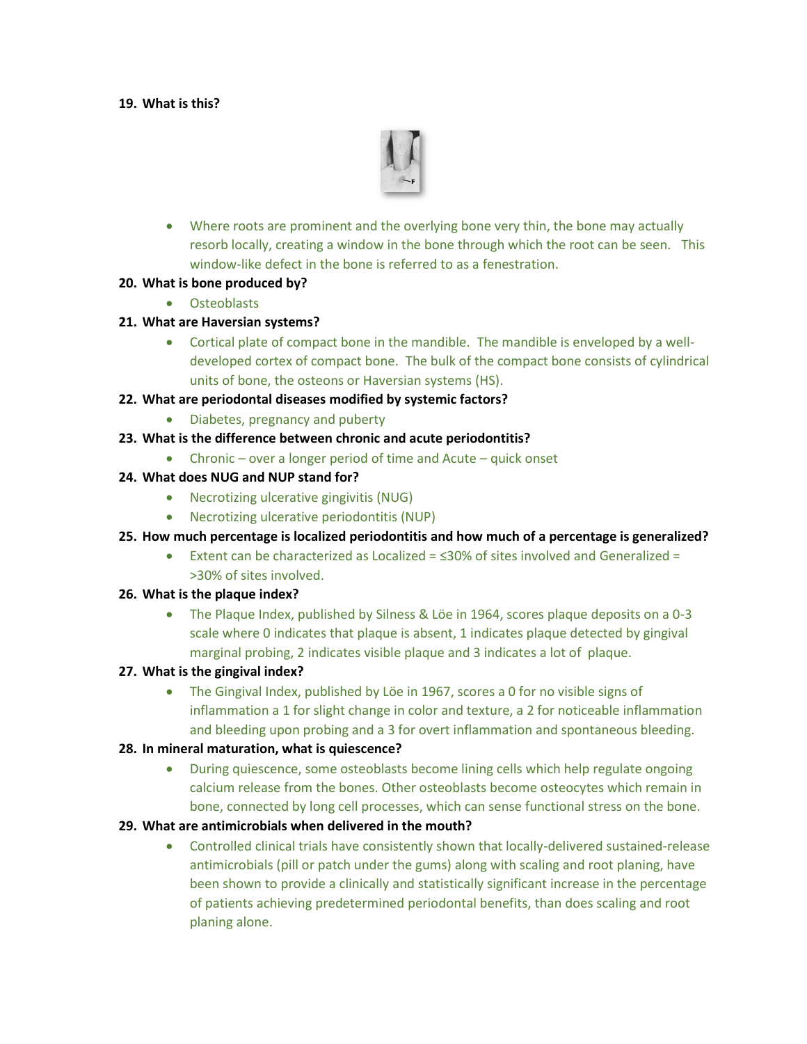19. **What is this?**

   - Where roots are prominent and the overlying bone very thin, the bone may actually resorb locally, creating a window in the bone through which the root can be seen. This window-like defect in the bone is referred to as a fenestration.

20. **What is bone produced by?**
   - Osteoblasts

21. **What are Haversian systems?**
   - Cortical plate of compact bone in the mandible. The mandible is enveloped by a well-developed cortex of compact bone. The bulk of the compact bone consists of cylindrical units of bone, the osteons or Haversian systems (HS).

22. **What are periodontal diseases modified by systemic factors?**
   - Diabetes, pregnancy and puberty

23. **What is the difference between chronic and acute periodontitis?**
   - Chronic – over a longer period of time and Acute – quick onset

24. **What does NUG and NUP stand for?**
   - Necrotizing ulcerative gingivitis (NUG)
   - Necrotizing ulcerative periodontitis (NUP)

25. **How much percentage is localized periodontitis and how much of a percentage is generalized?**
   - Extent can be characterized as Localized = ≤30% of sites involved and Generalized = >30% of sites involved.

26. **What is the plaque index?**
   - The Plaque Index, published by Silness & Löe in 1964, scores plaque deposits on a 0-3 scale where 0 indicates that plaque is absent, 1 indicates plaque detected by gingival marginal probing, 2 indicates visible plaque and 3 indicates a lot of plaque.

27. **What is the gingival index?**
   - The Gingival Index, published by Löe in 1967, scores a 0 for no visible signs of inflammation a 1 for slight change in color and texture, a 2 for noticeable inflammation and bleeding upon probing and a 3 for overt inflammation and spontaneous bleeding.

28. **In mineral maturation, what is quiescence?**
   - During quiescence, some osteoblasts become lining cells which help regulate ongoing calcium release from the bones. Other osteoblasts become osteocytes which remain in bone, connected by long cell processes, which can sense functional stress on the bone.

29. **What are antimicrobials when delivered in the mouth?**
   - Controlled clinical trials have consistently shown that locally-delivered sustained-release antimicrobials (pill or patch under the gums) along with scaling and root planing, have been shown to provide a clinically and statistically significant increase in the percentage of patients achieving predetermined periodontal benefits, than does scaling and root planing alone.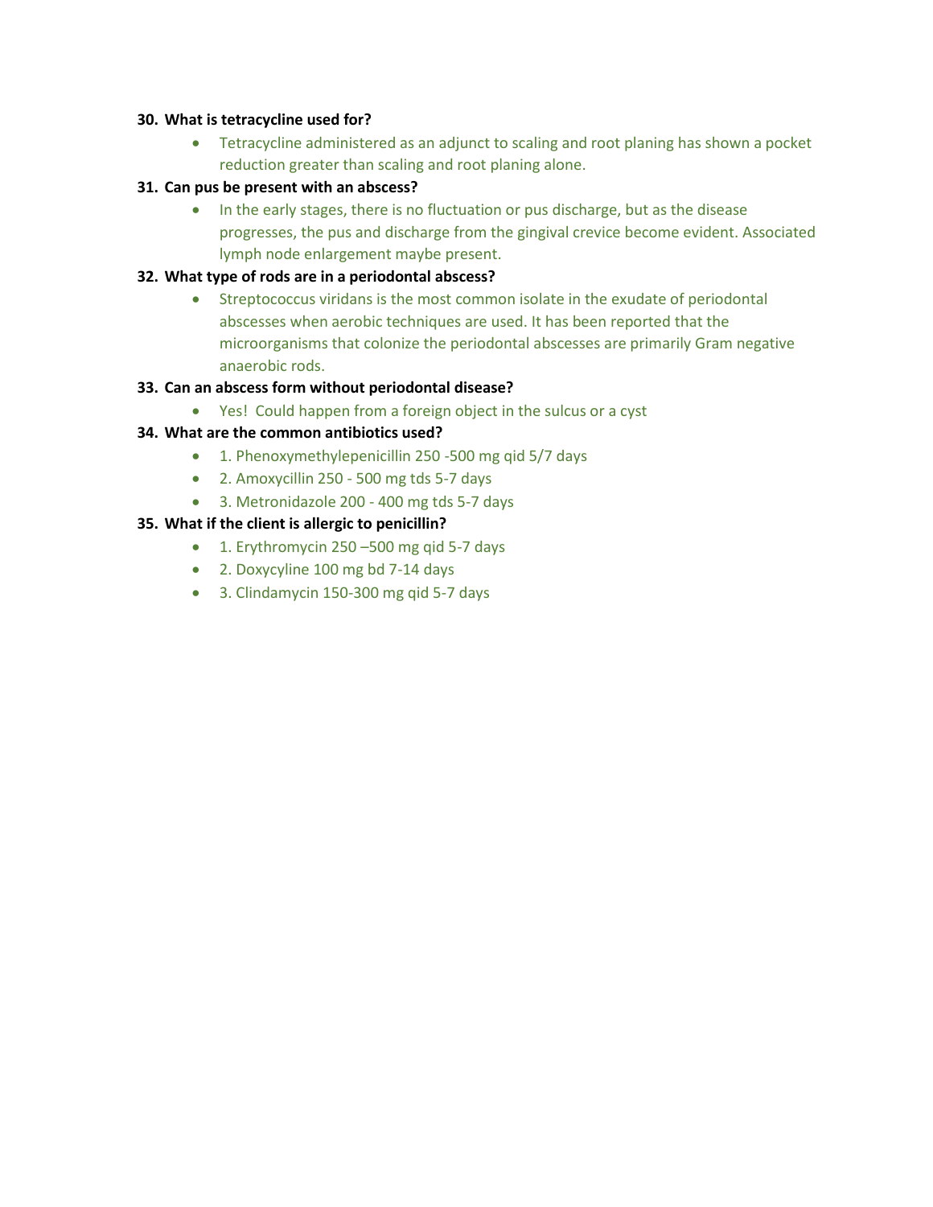30. **What is tetracycline used for?**
    - Tetracycline administered as an adjunct to scaling and root planing has shown a pocket reduction greater than scaling and root planing alone.
31. **Can pus be present with an abscess?**
    - In the early stages, there is no fluctuation or pus discharge, but as the disease progresses, the pus and discharge from the gingival crevice become evident. Associated lymph node enlargement maybe present.
32. **What type of rods are in a periodontal abscess?**
    - Streptococcus viridans is the most common isolate in the exudate of periodontal abscesses when aerobic techniques are used. It has been reported that the microorganisms that colonize the periodontal abscesses are primarily Gram negative anaerobic rods.
33. **Can an abscess form without periodontal disease?**
    - Yes!  Could happen from a foreign object in the sulcus or a cyst
34. **What are the common antibiotics used?**
    - 1. Phenoxymethylepenicillin 250 -500 mg qid 5/7 days
    - 2. Amoxycillin 250 - 500 mg tds 5-7 days
    - 3. Metronidazole 200 - 400 mg tds 5-7 days
35. **What if the client is allergic to penicillin?**
    - 1. Erythromycin 250 –500 mg qid 5-7 days
    - 2. Doxycyline 100 mg bd 7-14 days
    - 3. Clindamycin 150-300 mg qid 5-7 days